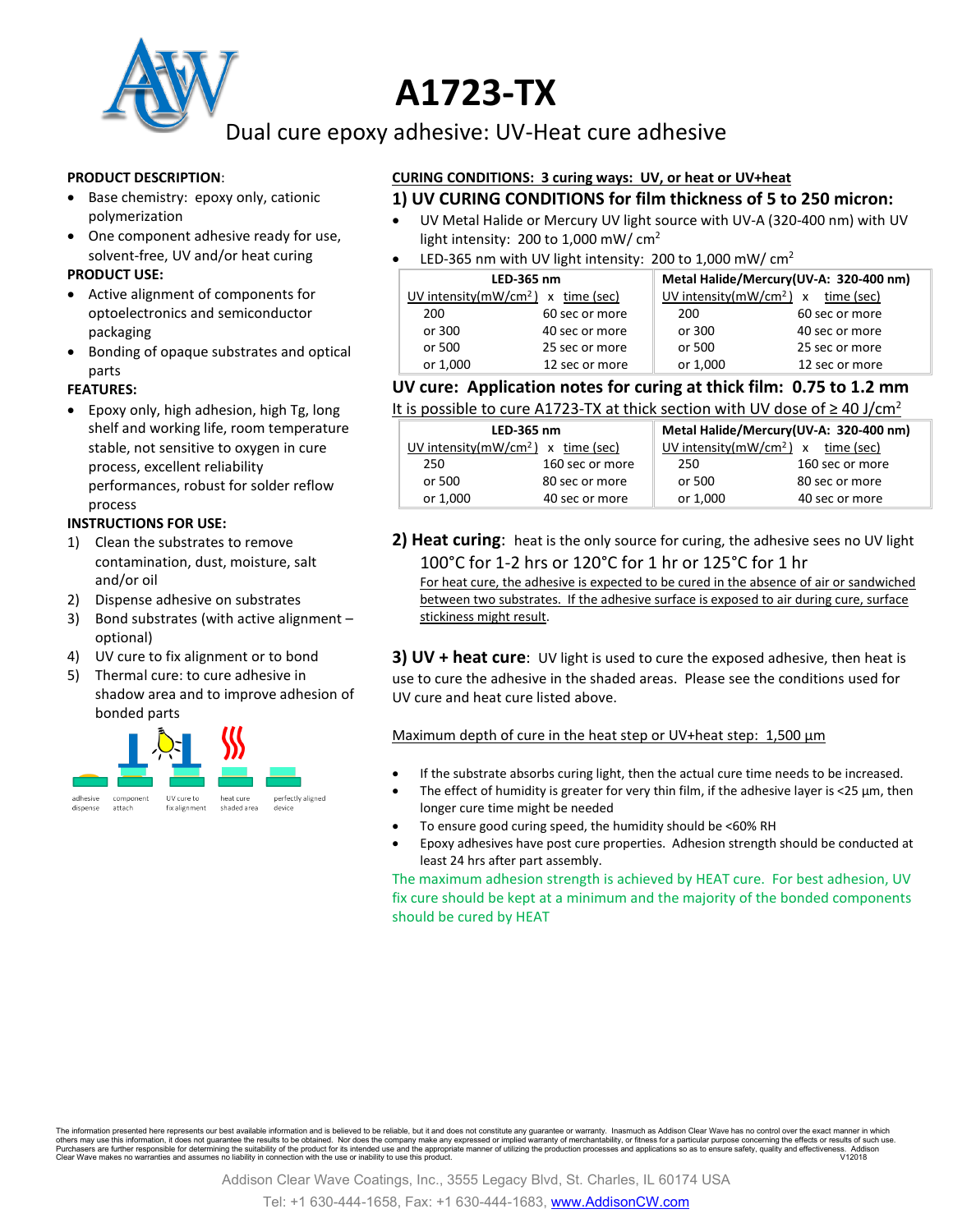# A1723-TX

## Dual cure epoxy adhesive: UV-Heat cure adhesive

**PRODUCT DESCRIPTION**:

- Base chemistry: epoxy only, cationic polymerization
- One component adhesive ready for use, solvent-free, UV and/or heat curing

**PRODUCT USE:**

- Active alignment of components for optoelectronics and semiconductor packaging
- Bonding of opaque substrates and optical parts

**FEATURES:**

- Epoxy only, high adhesion, high Tg, long shelf and working life, room temperature stable, not sensitive to oxygen in cure process, excellent reliability performances, robust for solder reflow process

**INSTRUCTIONS FOR USE:**

1) Clean the substrates to remove contamination, dust, moisture, salt and/or oil
2) Dispense adhesive on substrates
3) Bond substrates (with active alignment – optional)
4) UV cure to fix alignment or to bond
5) Thermal cure: to cure adhesive in shadow area and to improve adhesion of bonded parts

adhesive dispense — component attach — UV cure to fix alignment — heat cure shaded area — perfectly aligned device

**CURING CONDITIONS: 3 curing ways: UV, or heat or UV+heat**

## 1) UV CURING CONDITIONS for film thickness of 5 to 250 micron:

- UV Metal Halide or Mercury UV light source with UV-A (320-400 nm) with UV light intensity: 200 to 1,000 mW/ $cm^2$
- LED-365 nm with UV light intensity: 200 to 1,000 mW/ $cm^2$

| LED-365 nm | | Metal Halide/Mercury(UV-A: 320-400 nm) | |
|---|---|---|---|
| UV intensity(mW/$cm^2$) x | time (sec) | UV intensity(mW/$cm^2$) x | time (sec) |
| 200 | 60 sec or more | 200 | 60 sec or more |
| or 300 | 40 sec or more | or 300 | 40 sec or more |
| or 500 | 25 sec or more | or 500 | 25 sec or more |
| or 1,000 | 12 sec or more | or 1,000 | 12 sec or more |

### UV cure: Application notes for curing at thick film: 0.75 to 1.2 mm

It is possible to cure A1723-TX at thick section with UV dose of ≥ 40 J/$cm^2$

| LED-365 nm | | Metal Halide/Mercury(UV-A: 320-400 nm) | |
|---|---|---|---|
| UV intensity(mW/$cm^2$) x | time (sec) | UV intensity(mW/$cm^2$) x | time (sec) |
| 250 | 160 sec or more | 250 | 160 sec or more |
| or 500 | 80 sec or more | or 500 | 80 sec or more |
| or 1,000 | 40 sec or more | or 1,000 | 40 sec or more |

**2) Heat curing**: heat is the only source for curing, the adhesive sees no UV light

100°C for 1-2 hrs or 120°C for 1 hr or 125°C for 1 hr

For heat cure, the adhesive is expected to be cured in the absence of air or sandwiched between two substrates. If the adhesive surface is exposed to air during cure, surface stickiness might result.

**3) UV + heat cure**: UV light is used to cure the exposed adhesive, then heat is use to cure the adhesive in the shaded areas. Please see the conditions used for UV cure and heat cure listed above.

Maximum depth of cure in the heat step or UV+heat step: 1,500 µm

- If the substrate absorbs curing light, then the actual cure time needs to be increased.
- The effect of humidity is greater for very thin film, if the adhesive layer is <25 µm, then longer cure time might be needed
- To ensure good curing speed, the humidity should be <60% RH
- Epoxy adhesives have post cure properties. Adhesion strength should be conducted at least 24 hrs after part assembly.

The maximum adhesion strength is achieved by HEAT cure. For best adhesion, UV fix cure should be kept at a minimum and the majority of the bonded components should be cured by HEAT

The information presented here represents our best available information and is believed to be reliable, but it and does not constitute any guarantee or warranty. Inasmuch as Addison Clear Wave has no control over the exact manner in which others may use this information, it does not guarantee the results to be obtained. Nor does the company make any expressed or implied warranty of merchantability, or fitness for a particular purpose concerning the effects or results of such use. Purchasers are further responsible for determining the suitability of the product for its intended use and the appropriate manner of utilizing the production processes and applications so as to ensure safety, quality and effectiveness. Addison Clear Wave makes no warranties and assumes no liability in connection with the use or inability to use this product. V12018

Addison Clear Wave Coatings, Inc., 3555 Legacy Blvd, St. Charles, IL 60174 USA

Tel: +1 630-444-1658, Fax: +1 630-444-1683, www.AddisonCW.com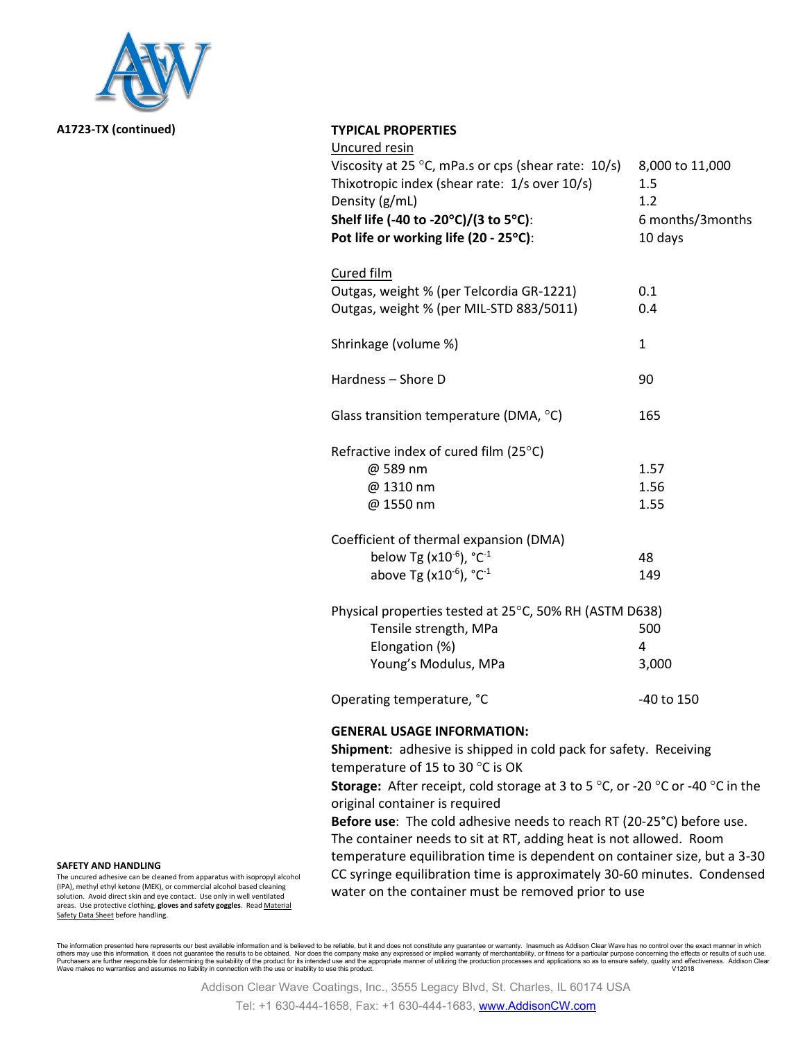A1723-TX (continued)

## TYPICAL PROPERTIES

| | |
|---|---|
| <u>Uncured resin</u> | |
| Viscosity at 25 °C, mPa.s or cps (shear rate: 10/s) | 8,000 to 11,000 |
| Thixotropic index (shear rate: 1/s over 10/s) | 1.5 |
| Density (g/mL) | 1.2 |
| **Shelf life (-40 to -20°C)/(3 to 5°C)**: | 6 months/3months |
| **Pot life or working life (20 - 25°C)**: | 10 days |
| <u>Cured film</u> | |
| Outgas, weight % (per Telcordia GR-1221) | 0.1 |
| Outgas, weight % (per MIL-STD 883/5011) | 0.4 |
| Shrinkage (volume %) | 1 |
| Hardness – Shore D | 90 |
| Glass transition temperature (DMA, °C) | 165 |
| Refractive index of cured film (25°C) | |
| @ 589 nm | 1.57 |
| @ 1310 nm | 1.56 |
| @ 1550 nm | 1.55 |
| Coefficient of thermal expansion (DMA) | |
| below Tg ($x10^{-6}$), $°C^{-1}$ | 48 |
| above Tg ($x10^{-6}$), $°C^{-1}$ | 149 |
| Physical properties tested at 25°C, 50% RH (ASTM D638) | |
| Tensile strength, MPa | 500 |
| Elongation (%) | 4 |
| Young's Modulus, MPa | 3,000 |
| Operating temperature, °C | -40 to 150 |

## GENERAL USAGE INFORMATION:

**Shipment**: adhesive is shipped in cold pack for safety. Receiving temperature of 15 to 30 °C is OK

**Storage:** After receipt, cold storage at 3 to 5 °C, or -20 °C or -40 °C in the original container is required

**Before use**: The cold adhesive needs to reach RT (20-25°C) before use. The container needs to sit at RT, adding heat is not allowed. Room temperature equilibration time is dependent on container size, but a 3-30 CC syringe equilibration time is approximately 30-60 minutes. Condensed water on the container must be removed prior to use

### SAFETY AND HANDLING

The uncured adhesive can be cleaned from apparatus with isopropyl alcohol (IPA), methyl ethyl ketone (MEK), or commercial alcohol based cleaning solution. Avoid direct skin and eye contact. Use only in well ventilated areas. Use protective clothing, **gloves and safety goggles**. Read <u>Material Safety Data Sheet</u> before handling.

The information presented here represents our best available information and is believed to be reliable, but it and does not constitute any guarantee or warranty. Inasmuch as Addison Clear Wave has no control over the exact manner in which others may use this information, it does not guarantee the results to be obtained. Nor does the company make any expressed or implied warranty of merchantability, or fitness for a particular purpose concerning the effects or results of such use. Purchasers are further responsible for determining the suitability of the product for its intended use and the appropriate manner of utilizing the production processes and applications so as to ensure safety, quality and effectiveness. Addison Clear Wave makes no warranties and assumes no liability in connection with the use or inability to use this product. V12018

Addison Clear Wave Coatings, Inc., 3555 Legacy Blvd, St. Charles, IL 60174 USA
Tel: +1 630-444-1658, Fax: +1 630-444-1683, www.AddisonCW.com